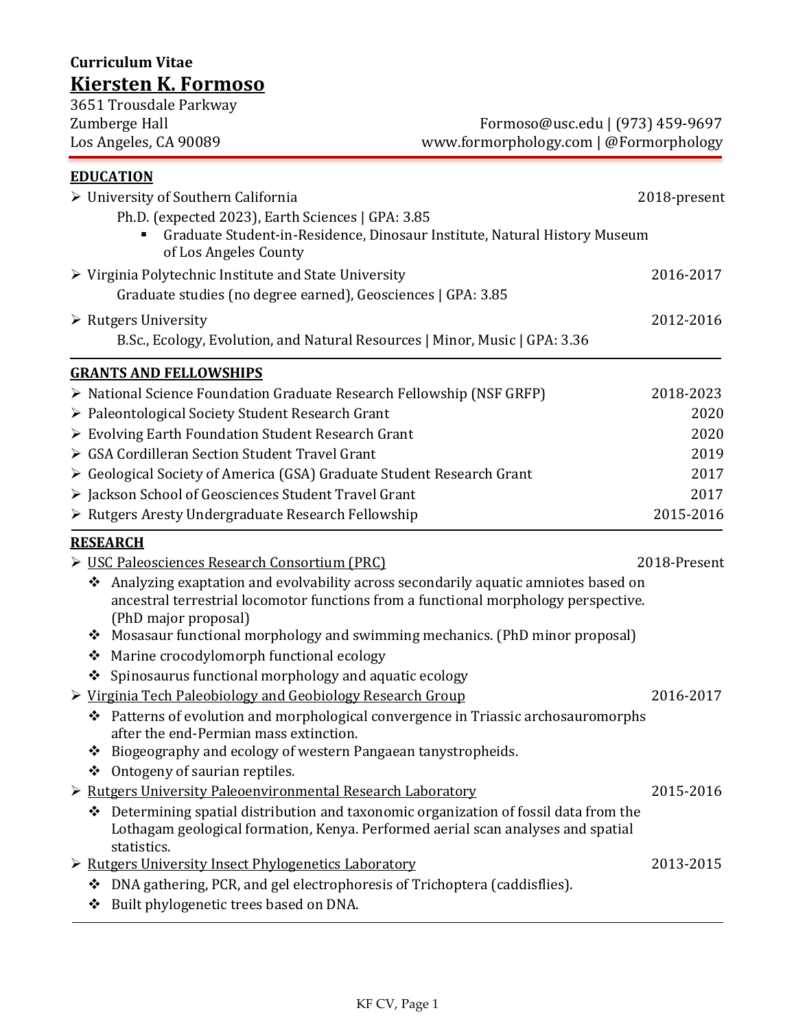**Curriculum Vitae**

# Kiersten K. Formoso

3651 Trousdale Parkway
Zumberge Hall
Los Angeles, CA 90089

Formoso@usc.edu | (973) 459-9697
www.formorphology.com | @Formorphology

## EDUCATION

- University of Southern California — 2018-present
  - Ph.D. (expected 2023), Earth Sciences | GPA: 3.85
    - Graduate Student-in-Residence, Dinosaur Institute, Natural History Museum of Los Angeles County
- Virginia Polytechnic Institute and State University — 2016-2017
  - Graduate studies (no degree earned), Geosciences | GPA: 3.85
- Rutgers University — 2012-2016
  - B.Sc., Ecology, Evolution, and Natural Resources | Minor, Music | GPA: 3.36

## GRANTS AND FELLOWSHIPS

- National Science Foundation Graduate Research Fellowship (NSF GRFP) — 2018-2023
- Paleontological Society Student Research Grant — 2020
- Evolving Earth Foundation Student Research Grant — 2020
- GSA Cordilleran Section Student Travel Grant — 2019
- Geological Society of America (GSA) Graduate Student Research Grant — 2017
- Jackson School of Geosciences Student Travel Grant — 2017
- Rutgers Aresty Undergraduate Research Fellowship — 2015-2016

## RESEARCH

- USC Paleosciences Research Consortium (PRC) — 2018-Present
  - Analyzing exaptation and evolvability across secondarily aquatic amniotes based on ancestral terrestrial locomotor functions from a functional morphology perspective. (PhD major proposal)
  - Mosasaur functional morphology and swimming mechanics. (PhD minor proposal)
  - Marine crocodylomorph functional ecology
  - Spinosaurus functional morphology and aquatic ecology
- Virginia Tech Paleobiology and Geobiology Research Group — 2016-2017
  - Patterns of evolution and morphological convergence in Triassic archosauromorphs after the end-Permian mass extinction.
  - Biogeography and ecology of western Pangaean tanystropheids.
  - Ontogeny of saurian reptiles.
- Rutgers University Paleoenvironmental Research Laboratory — 2015-2016
  - Determining spatial distribution and taxonomic organization of fossil data from the Lothagam geological formation, Kenya. Performed aerial scan analyses and spatial statistics.
- Rutgers University Insect Phylogenetics Laboratory — 2013-2015
  - DNA gathering, PCR, and gel electrophoresis of Trichoptera (caddisflies).
  - Built phylogenetic trees based on DNA.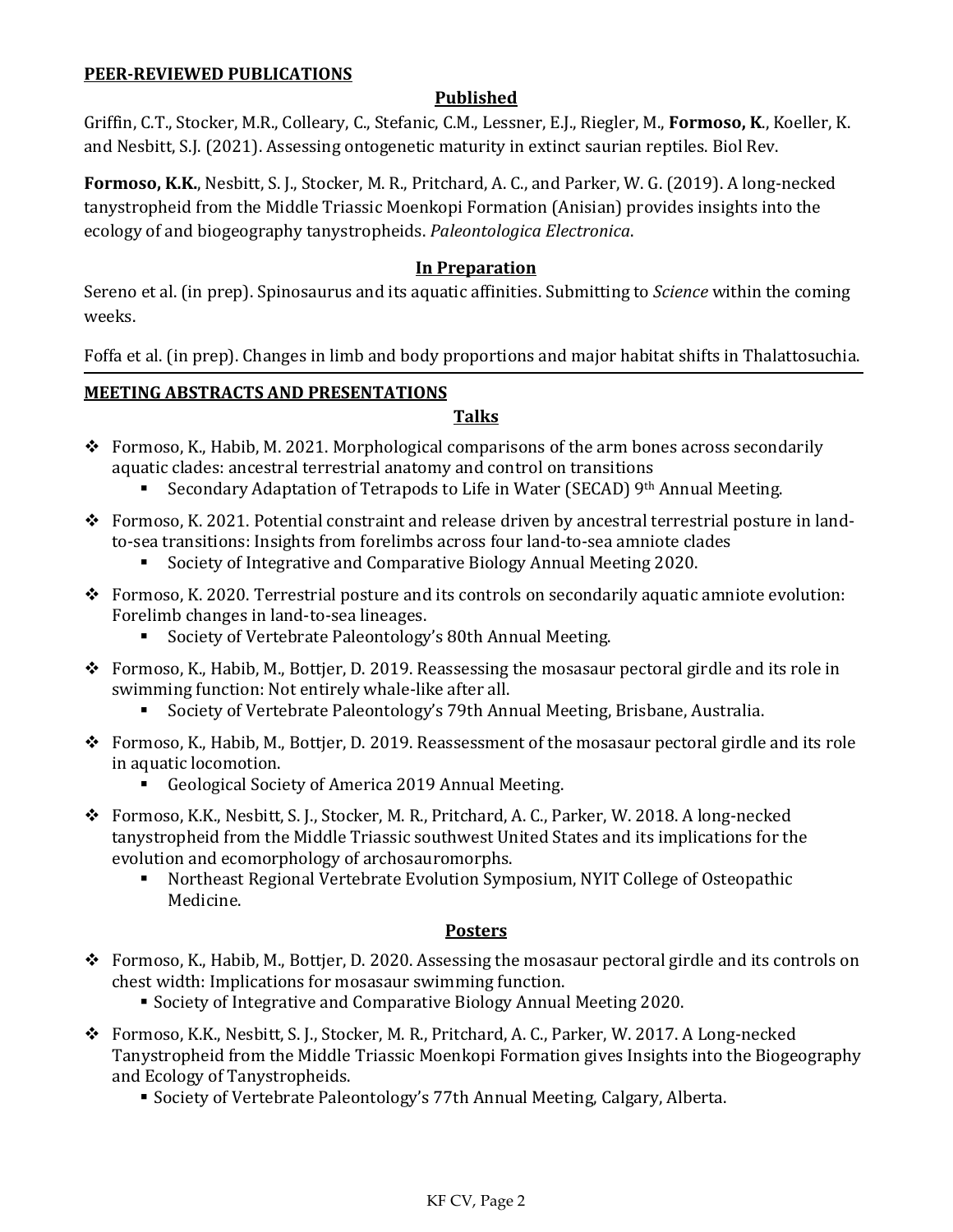## PEER-REVIEWED PUBLICATIONS

### Published

Griffin, C.T., Stocker, M.R., Colleary, C., Stefanic, C.M., Lessner, E.J., Riegler, M., **Formoso, K.**, Koeller, K. and Nesbitt, S.J. (2021). Assessing ontogenetic maturity in extinct saurian reptiles. Biol Rev.

**Formoso, K.K.**, Nesbitt, S. J., Stocker, M. R., Pritchard, A. C., and Parker, W. G. (2019). A long-necked tanystropheid from the Middle Triassic Moenkopi Formation (Anisian) provides insights into the ecology of and biogeography tanystropheids. *Paleontologica Electronica*.

### In Preparation

Sereno et al. (in prep). Spinosaurus and its aquatic affinities. Submitting to *Science* within the coming weeks.

Foffa et al. (in prep). Changes in limb and body proportions and major habitat shifts in Thalattosuchia.

## MEETING ABSTRACTS AND PRESENTATIONS

### Talks

- Formoso, K., Habib, M. 2021. Morphological comparisons of the arm bones across secondarily aquatic clades: ancestral terrestrial anatomy and control on transitions
  - Secondary Adaptation of Tetrapods to Life in Water (SECAD) 9th Annual Meeting.
- Formoso, K. 2021. Potential constraint and release driven by ancestral terrestrial posture in land-to-sea transitions: Insights from forelimbs across four land-to-sea amniote clades
  - Society of Integrative and Comparative Biology Annual Meeting 2020.
- Formoso, K. 2020. Terrestrial posture and its controls on secondarily aquatic amniote evolution: Forelimb changes in land-to-sea lineages.
  - Society of Vertebrate Paleontology's 80th Annual Meeting.
- Formoso, K., Habib, M., Bottjer, D. 2019. Reassessing the mosasaur pectoral girdle and its role in swimming function: Not entirely whale-like after all.
  - Society of Vertebrate Paleontology's 79th Annual Meeting, Brisbane, Australia.
- Formoso, K., Habib, M., Bottjer, D. 2019. Reassessment of the mosasaur pectoral girdle and its role in aquatic locomotion.
  - Geological Society of America 2019 Annual Meeting.
- Formoso, K.K., Nesbitt, S. J., Stocker, M. R., Pritchard, A. C., Parker, W. 2018. A long-necked tanystropheid from the Middle Triassic southwest United States and its implications for the evolution and ecomorphology of archosauromorphs.
  - Northeast Regional Vertebrate Evolution Symposium, NYIT College of Osteopathic Medicine.

### Posters

- Formoso, K., Habib, M., Bottjer, D. 2020. Assessing the mosasaur pectoral girdle and its controls on chest width: Implications for mosasaur swimming function.
  - Society of Integrative and Comparative Biology Annual Meeting 2020.
- Formoso, K.K., Nesbitt, S. J., Stocker, M. R., Pritchard, A. C., Parker, W. 2017. A Long-necked Tanystropheid from the Middle Triassic Moenkopi Formation gives Insights into the Biogeography and Ecology of Tanystropheids.
  - Society of Vertebrate Paleontology's 77th Annual Meeting, Calgary, Alberta.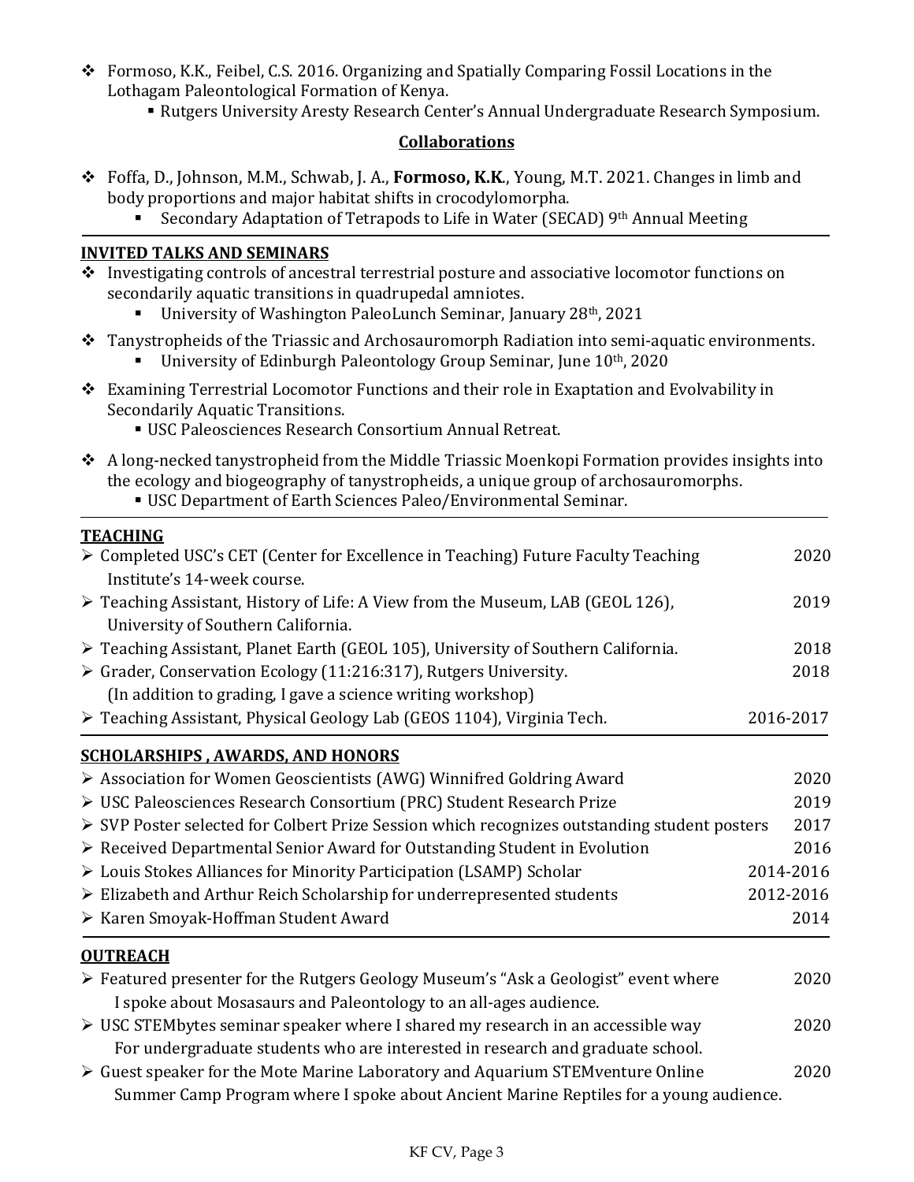- Formoso, K.K., Feibel, C.S. 2016. Organizing and Spatially Comparing Fossil Locations in the Lothagam Paleontological Formation of Kenya.
  - Rutgers University Aresty Research Center's Annual Undergraduate Research Symposium.

### Collaborations

- Foffa, D., Johnson, M.M., Schwab, J. A., **Formoso, K.K.**, Young, M.T. 2021. Changes in limb and body proportions and major habitat shifts in crocodylomorpha.
  - Secondary Adaptation of Tetrapods to Life in Water (SECAD) 9th Annual Meeting

## INVITED TALKS AND SEMINARS

- Investigating controls of ancestral terrestrial posture and associative locomotor functions on secondarily aquatic transitions in quadrupedal amniotes.
  - University of Washington PaleoLunch Seminar, January 28th, 2021
- Tanystropheids of the Triassic and Archosauromorph Radiation into semi-aquatic environments.
  - University of Edinburgh Paleontology Group Seminar, June 10th, 2020
- Examining Terrestrial Locomotor Functions and their role in Exaptation and Evolvability in Secondarily Aquatic Transitions.
  - USC Paleosciences Research Consortium Annual Retreat.
- A long-necked tanystropheid from the Middle Triassic Moenkopi Formation provides insights into the ecology and biogeography of tanystropheids, a unique group of archosauromorphs.
  - USC Department of Earth Sciences Paleo/Environmental Seminar.

## TEACHING

- Completed USC's CET (Center for Excellence in Teaching) Future Faculty Teaching Institute's 14-week course. — 2020
- Teaching Assistant, History of Life: A View from the Museum, LAB (GEOL 126), University of Southern California. — 2019
- Teaching Assistant, Planet Earth (GEOL 105), University of Southern California. — 2018
- Grader, Conservation Ecology (11:216:317), Rutgers University. — 2018
  (In addition to grading, I gave a science writing workshop)
- Teaching Assistant, Physical Geology Lab (GEOS 1104), Virginia Tech. — 2016-2017

## SCHOLARSHIPS , AWARDS, AND HONORS

- Association for Women Geoscientists (AWG) Winnifred Goldring Award — 2020
- USC Paleosciences Research Consortium (PRC) Student Research Prize — 2019
- SVP Poster selected for Colbert Prize Session which recognizes outstanding student posters — 2017
- Received Departmental Senior Award for Outstanding Student in Evolution — 2016
- Louis Stokes Alliances for Minority Participation (LSAMP) Scholar — 2014-2016
- Elizabeth and Arthur Reich Scholarship for underrepresented students — 2012-2016
- Karen Smoyak-Hoffman Student Award — 2014

## OUTREACH

- Featured presenter for the Rutgers Geology Museum's "Ask a Geologist" event where I spoke about Mosasaurs and Paleontology to an all-ages audience. — 2020
- USC STEMbytes seminar speaker where I shared my research in an accessible way For undergraduate students who are interested in research and graduate school. — 2020
- Guest speaker for the Mote Marine Laboratory and Aquarium STEMventure Online Summer Camp Program where I spoke about Ancient Marine Reptiles for a young audience. — 2020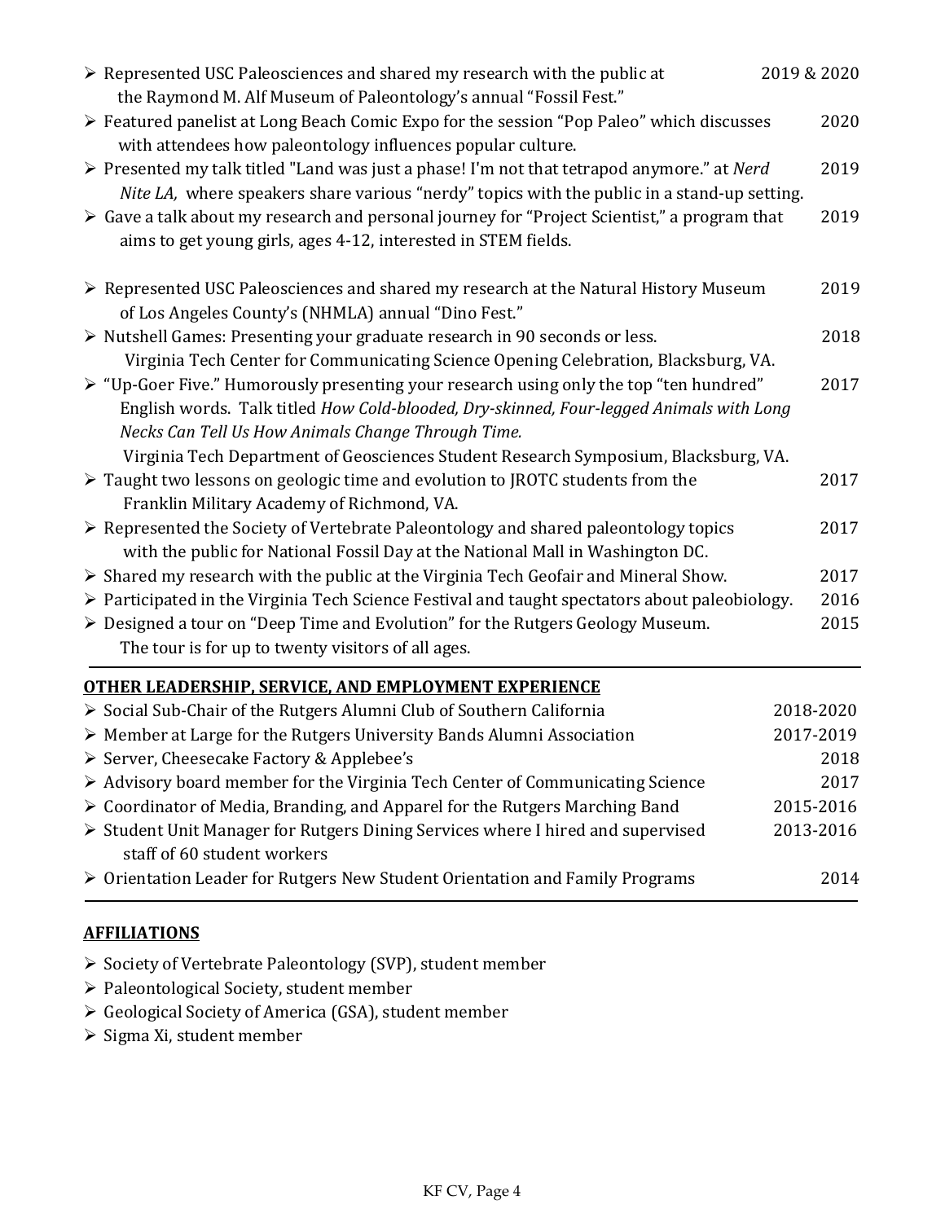- Represented USC Paleosciences and shared my research with the public at the Raymond M. Alf Museum of Paleontology's annual "Fossil Fest." — 2019 & 2020
- Featured panelist at Long Beach Comic Expo for the session "Pop Paleo" which discusses with attendees how paleontology influences popular culture. — 2020
- Presented my talk titled "Land was just a phase! I'm not that tetrapod anymore." at *Nerd Nite LA,* where speakers share various "nerdy" topics with the public in a stand-up setting. — 2019
- Gave a talk about my research and personal journey for "Project Scientist," a program that aims to get young girls, ages 4-12, interested in STEM fields. — 2019
- Represented USC Paleosciences and shared my research at the Natural History Museum of Los Angeles County's (NHMLA) annual "Dino Fest." — 2019
- Nutshell Games: Presenting your graduate research in 90 seconds or less. Virginia Tech Center for Communicating Science Opening Celebration, Blacksburg, VA. — 2018
- "Up-Goer Five." Humorously presenting your research using only the top "ten hundred" English words. Talk titled *How Cold-blooded, Dry-skinned, Four-legged Animals with Long Necks Can Tell Us How Animals Change Through Time.* Virginia Tech Department of Geosciences Student Research Symposium, Blacksburg, VA. — 2017
- Taught two lessons on geologic time and evolution to JROTC students from the Franklin Military Academy of Richmond, VA. — 2017
- Represented the Society of Vertebrate Paleontology and shared paleontology topics with the public for National Fossil Day at the National Mall in Washington DC. — 2017
- Shared my research with the public at the Virginia Tech Geofair and Mineral Show. — 2017
- Participated in the Virginia Tech Science Festival and taught spectators about paleobiology. — 2016
- Designed a tour on "Deep Time and Evolution" for the Rutgers Geology Museum. The tour is for up to twenty visitors of all ages. — 2015

## OTHER LEADERSHIP, SERVICE, AND EMPLOYMENT EXPERIENCE

- Social Sub-Chair of the Rutgers Alumni Club of Southern California — 2018-2020
- Member at Large for the Rutgers University Bands Alumni Association — 2017-2019
- Server, Cheesecake Factory & Applebee's — 2018
- Advisory board member for the Virginia Tech Center of Communicating Science — 2017
- Coordinator of Media, Branding, and Apparel for the Rutgers Marching Band — 2015-2016
- Student Unit Manager for Rutgers Dining Services where I hired and supervised staff of 60 student workers — 2013-2016
- Orientation Leader for Rutgers New Student Orientation and Family Programs — 2014

## AFFILIATIONS

- Society of Vertebrate Paleontology (SVP), student member
- Paleontological Society, student member
- Geological Society of America (GSA), student member
- Sigma Xi, student member